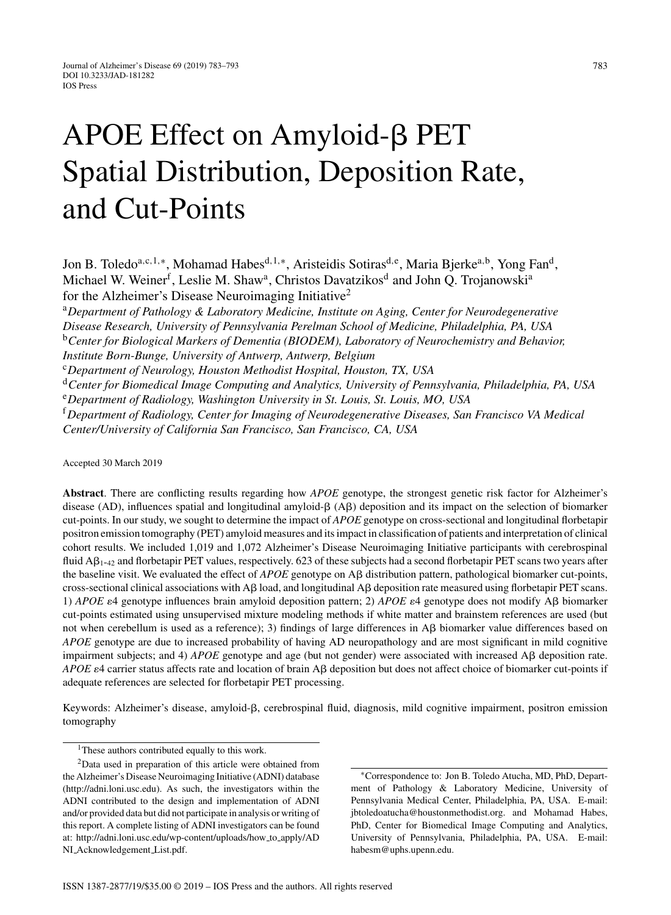# APOE Effect on Amyloid-β PET Spatial Distribution, Deposition Rate, and Cut-Points

Jon B. Toledo[a,c,1,*], Mohamad Habes[d,1,*], Aristeidis Sotiras[d,e], Maria Bjerke[a,b], Yong Fan[d], Michael W. Weiner[f], Leslie M. Shaw[a], Christos Davatzikos[d] and John Q. Trojanowski[a] for the Alzheimer's Disease Neuroimaging Initiative[2]

[a]*Department of Pathology & Laboratory Medicine, Institute on Aging, Center for Neurodegenerative Disease Research, University of Pennsylvania Perelman School of Medicine, Philadelphia, PA, USA*

[b]*Center for Biological Markers of Dementia (BIODEM), Laboratory of Neurochemistry and Behavior, Institute Born-Bunge, University of Antwerp, Antwerp, Belgium*

[c]*Department of Neurology, Houston Methodist Hospital, Houston, TX, USA*

[d]*Center for Biomedical Image Computing and Analytics, University of Pennsylvania, Philadelphia, PA, USA*

[e]*Department of Radiology, Washington University in St. Louis, St. Louis, MO, USA*

[f]*Department of Radiology, Center for Imaging of Neurodegenerative Diseases, San Francisco VA Medical Center/University of California San Francisco, San Francisco, CA, USA*

Accepted 30 March 2019

**Abstract**. There are conflicting results regarding how *APOE* genotype, the strongest genetic risk factor for Alzheimer's disease (AD), influences spatial and longitudinal amyloid-β (Aβ) deposition and its impact on the selection of biomarker cut-points. In our study, we sought to determine the impact of *APOE* genotype on cross-sectional and longitudinal florbetapir positron emission tomography (PET) amyloid measures and its impact in classification of patients and interpretation of clinical cohort results. We included 1,019 and 1,072 Alzheimer's Disease Neuroimaging Initiative participants with cerebrospinal fluid $A\beta_{1\text{-}42}$ and florbetapir PET values, respectively. 623 of these subjects had a second florbetapir PET scans two years after the baseline visit. We evaluated the effect of *APOE* genotype on Aβ distribution pattern, pathological biomarker cut-points, cross-sectional clinical associations with Aβ load, and longitudinal Aβ deposition rate measured using florbetapir PET scans. 1) *APOE* ε4 genotype influences brain amyloid deposition pattern; 2) *APOE* ε4 genotype does not modify Aβ biomarker cut-points estimated using unsupervised mixture modeling methods if white matter and brainstem references are used (but not when cerebellum is used as a reference); 3) findings of large differences in Aβ biomarker value differences based on *APOE* genotype are due to increased probability of having AD neuropathology and are most significant in mild cognitive impairment subjects; and 4) *APOE* genotype and age (but not gender) were associated with increased Aβ deposition rate. *APOE* ε4 carrier status affects rate and location of brain Aβ deposition but does not affect choice of biomarker cut-points if adequate references are selected for florbetapir PET processing.

Keywords: Alzheimer's disease, amyloid-β, cerebrospinal fluid, diagnosis, mild cognitive impairment, positron emission tomography

[1]These authors contributed equally to this work.

[2]Data used in preparation of this article were obtained from the Alzheimer's Disease Neuroimaging Initiative (ADNI) database (http://adni.loni.usc.edu). As such, the investigators within the ADNI contributed to the design and implementation of ADNI and/or provided data but did not participate in analysis or writing of this report. A complete listing of ADNI investigators can be found at: http://adni.loni.usc.edu/wp-content/uploads/how_to_apply/ADNI_Acknowledgement_List.pdf.

*Correspondence to: Jon B. Toledo Atucha, MD, PhD, Department of Pathology & Laboratory Medicine, University of Pennsylvania Medical Center, Philadelphia, PA, USA. E-mail: jbtoledoatucha@houstonmethodist.org. and Mohamad Habes, PhD, Center for Biomedical Image Computing and Analytics, University of Pennsylvania, Philadelphia, PA, USA. E-mail: habesm@uphs.upenn.edu.

ISSN 1387-2877/19/$35.00 © 2019 – IOS Press and the authors. All rights reserved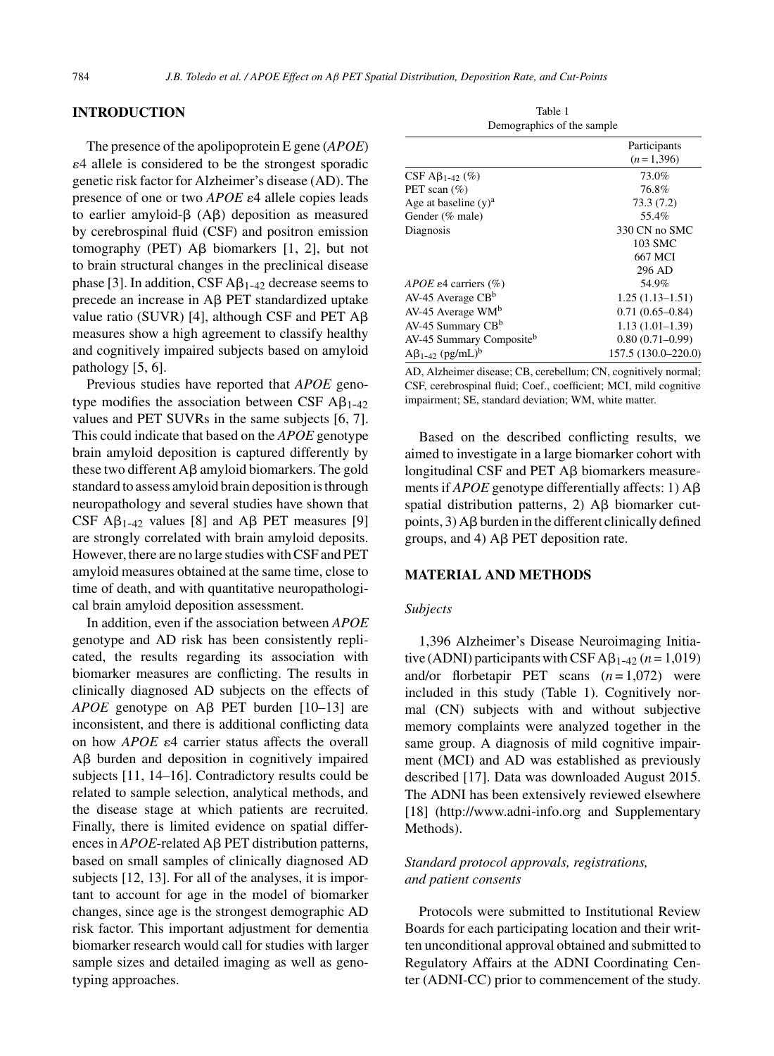## INTRODUCTION

The presence of the apolipoprotein E gene (*APOE*) ε4 allele is considered to be the strongest sporadic genetic risk factor for Alzheimer's disease (AD). The presence of one or two *APOE* ε4 allele copies leads to earlier amyloid-β (Aβ) deposition as measured by cerebrospinal fluid (CSF) and positron emission tomography (PET) Aβ biomarkers [1, 2], but not to brain structural changes in the preclinical disease phase [3]. In addition, CSF $A\beta_{1-42}$ decrease seems to precede an increase in Aβ PET standardized uptake value ratio (SUVR) [4], although CSF and PET Aβ measures show a high agreement to classify healthy and cognitively impaired subjects based on amyloid pathology [5, 6].

Previous studies have reported that *APOE* genotype modifies the association between CSF $A\beta_{1-42}$ values and PET SUVRs in the same subjects [6, 7]. This could indicate that based on the *APOE* genotype brain amyloid deposition is captured differently by these two different Aβ amyloid biomarkers. The gold standard to assess amyloid brain deposition is through neuropathology and several studies have shown that CSF $A\beta_{1-42}$ values [8] and Aβ PET measures [9] are strongly correlated with brain amyloid deposits. However, there are no large studies with CSF and PET amyloid measures obtained at the same time, close to time of death, and with quantitative neuropathological brain amyloid deposition assessment.

In addition, even if the association between *APOE* genotype and AD risk has been consistently replicated, the results regarding its association with biomarker measures are conflicting. The results in clinically diagnosed AD subjects on the effects of *APOE* genotype on Aβ PET burden [10–13] are inconsistent, and there is additional conflicting data on how *APOE* ε4 carrier status affects the overall Aβ burden and deposition in cognitively impaired subjects [11, 14–16]. Contradictory results could be related to sample selection, analytical methods, and the disease stage at which patients are recruited. Finally, there is limited evidence on spatial differences in *APOE*-related Aβ PET distribution patterns, based on small samples of clinically diagnosed AD subjects [12, 13]. For all of the analyses, it is important to account for age in the model of biomarker changes, since age is the strongest demographic AD risk factor. This important adjustment for dementia biomarker research would call for studies with larger sample sizes and detailed imaging as well as genotyping approaches.

Table 1
Demographics of the sample

| | Participants ($n = 1{,}396$) |
|---|---|
| CSF $A\beta_{1-42}$ (%) | 73.0% |
| PET scan (%) | 76.8% |
| Age at baseline (y)[a] | 73.3 (7.2) |
| Gender (% male) | 55.4% |
| Diagnosis | 330 CN no SMC<br>103 SMC<br>667 MCI<br>296 AD |
| *APOE* ε4 carriers (%) | 54.9% |
| AV-45 Average CB[b] | 1.25 (1.13–1.51) |
| AV-45 Average WM[b] | 0.71 (0.65–0.84) |
| AV-45 Summary CB[b] | 1.13 (1.01–1.39) |
| AV-45 Summary Composite[b] | 0.80 (0.71–0.99) |
| $A\beta_{1-42}$ (pg/mL)[b] | 157.5 (130.0–220.0) |

AD, Alzheimer disease; CB, cerebellum; CN, cognitively normal; CSF, cerebrospinal fluid; Coef., coefficient; MCI, mild cognitive impairment; SE, standard deviation; WM, white matter.

Based on the described conflicting results, we aimed to investigate in a large biomarker cohort with longitudinal CSF and PET Aβ biomarkers measurements if *APOE* genotype differentially affects: 1) Aβ spatial distribution patterns, 2) Aβ biomarker cutpoints, 3) Aβ burden in the different clinically defined groups, and 4) Aβ PET deposition rate.

## MATERIAL AND METHODS

### *Subjects*

1,396 Alzheimer's Disease Neuroimaging Initiative (ADNI) participants with CSF $A\beta_{1-42}$ ($n = 1{,}019$) and/or florbetapir PET scans ($n = 1{,}072$) were included in this study (Table 1). Cognitively normal (CN) subjects with and without subjective memory complaints were analyzed together in the same group. A diagnosis of mild cognitive impairment (MCI) and AD was established as previously described [17]. Data was downloaded August 2015. The ADNI has been extensively reviewed elsewhere [18] (http://www.adni-info.org and Supplementary Methods).

### *Standard protocol approvals, registrations, and patient consents*

Protocols were submitted to Institutional Review Boards for each participating location and their written unconditional approval obtained and submitted to Regulatory Affairs at the ADNI Coordinating Center (ADNI-CC) prior to commencement of the study.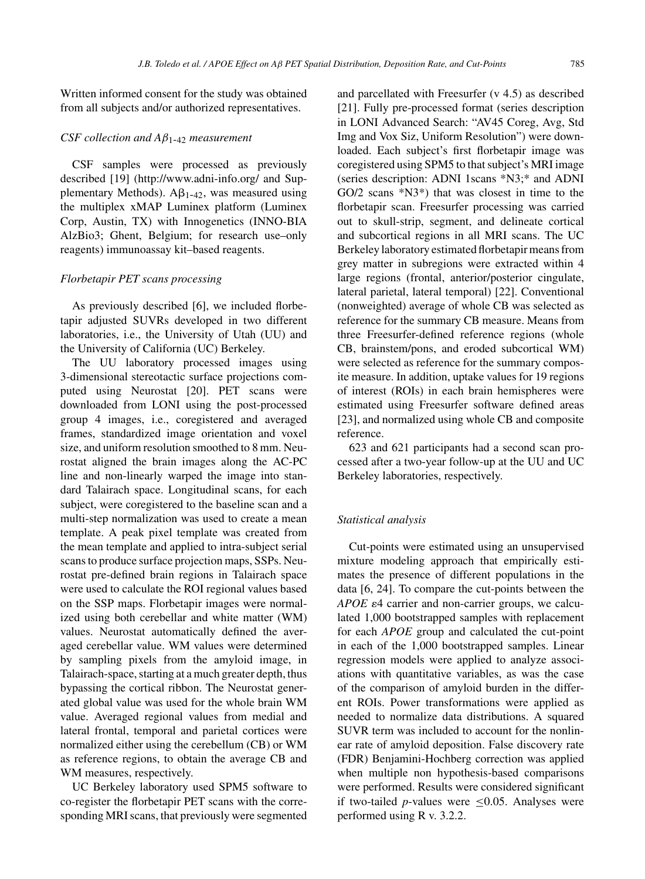Written informed consent for the study was obtained from all subjects and/or authorized representatives.

### *CSF collection and $A\beta_{1\text{-}42}$ measurement*

CSF samples were processed as previously described [19] (http://www.adni-info.org/ and Supplementary Methods). $A\beta_{1\text{-}42}$, was measured using the multiplex xMAP Luminex platform (Luminex Corp, Austin, TX) with Innogenetics (INNO-BIA AlzBio3; Ghent, Belgium; for research use–only reagents) immunoassay kit–based reagents.

### *Florbetapir PET scans processing*

As previously described [6], we included florbetapir adjusted SUVRs developed in two different laboratories, i.e., the University of Utah (UU) and the University of California (UC) Berkeley.

The UU laboratory processed images using 3-dimensional stereotactic surface projections computed using Neurostat [20]. PET scans were downloaded from LONI using the post-processed group 4 images, i.e., coregistered and averaged frames, standardized image orientation and voxel size, and uniform resolution smoothed to 8 mm. Neurostat aligned the brain images along the AC-PC line and non-linearly warped the image into standard Talairach space. Longitudinal scans, for each subject, were coregistered to the baseline scan and a multi-step normalization was used to create a mean template. A peak pixel template was created from the mean template and applied to intra-subject serial scans to produce surface projection maps, SSPs. Neurostat pre-defined brain regions in Talairach space were used to calculate the ROI regional values based on the SSP maps. Florbetapir images were normalized using both cerebellar and white matter (WM) values. Neurostat automatically defined the averaged cerebellar value. WM values were determined by sampling pixels from the amyloid image, in Talairach-space, starting at a much greater depth, thus bypassing the cortical ribbon. The Neurostat generated global value was used for the whole brain WM value. Averaged regional values from medial and lateral frontal, temporal and parietal cortices were normalized either using the cerebellum (CB) or WM as reference regions, to obtain the average CB and WM measures, respectively.

UC Berkeley laboratory used SPM5 software to co-register the florbetapir PET scans with the corresponding MRI scans, that previously were segmented and parcellated with Freesurfer (v 4.5) as described [21]. Fully pre-processed format (series description in LONI Advanced Search: "AV45 Coreg, Avg, Std Img and Vox Siz, Uniform Resolution") were downloaded. Each subject's first florbetapir image was coregistered using SPM5 to that subject's MRI image (series description: ADNI 1scans *N3;* and ADNI GO/2 scans *N3*) that was closest in time to the florbetapir scan. Freesurfer processing was carried out to skull-strip, segment, and delineate cortical and subcortical regions in all MRI scans. The UC Berkeley laboratory estimated florbetapir means from grey matter in subregions were extracted within 4 large regions (frontal, anterior/posterior cingulate, lateral parietal, lateral temporal) [22]. Conventional (nonweighted) average of whole CB was selected as reference for the summary CB measure. Means from three Freesurfer-defined reference regions (whole CB, brainstem/pons, and eroded subcortical WM) were selected as reference for the summary composite measure. In addition, uptake values for 19 regions of interest (ROIs) in each brain hemispheres were estimated using Freesurfer software defined areas [23], and normalized using whole CB and composite reference.

623 and 621 participants had a second scan processed after a two-year follow-up at the UU and UC Berkeley laboratories, respectively.

### *Statistical analysis*

Cut-points were estimated using an unsupervised mixture modeling approach that empirically estimates the presence of different populations in the data [6, 24]. To compare the cut-points between the *APOE* $\varepsilon$4 carrier and non-carrier groups, we calculated 1,000 bootstrapped samples with replacement for each *APOE* group and calculated the cut-point in each of the 1,000 bootstrapped samples. Linear regression models were applied to analyze associations with quantitative variables, as was the case of the comparison of amyloid burden in the different ROIs. Power transformations were applied as needed to normalize data distributions. A squared SUVR term was included to account for the nonlinear rate of amyloid deposition. False discovery rate (FDR) Benjamini-Hochberg correction was applied when multiple non hypothesis-based comparisons were performed. Results were considered significant if two-tailed $p$-values were $\leq 0.05$. Analyses were performed using R v. 3.2.2.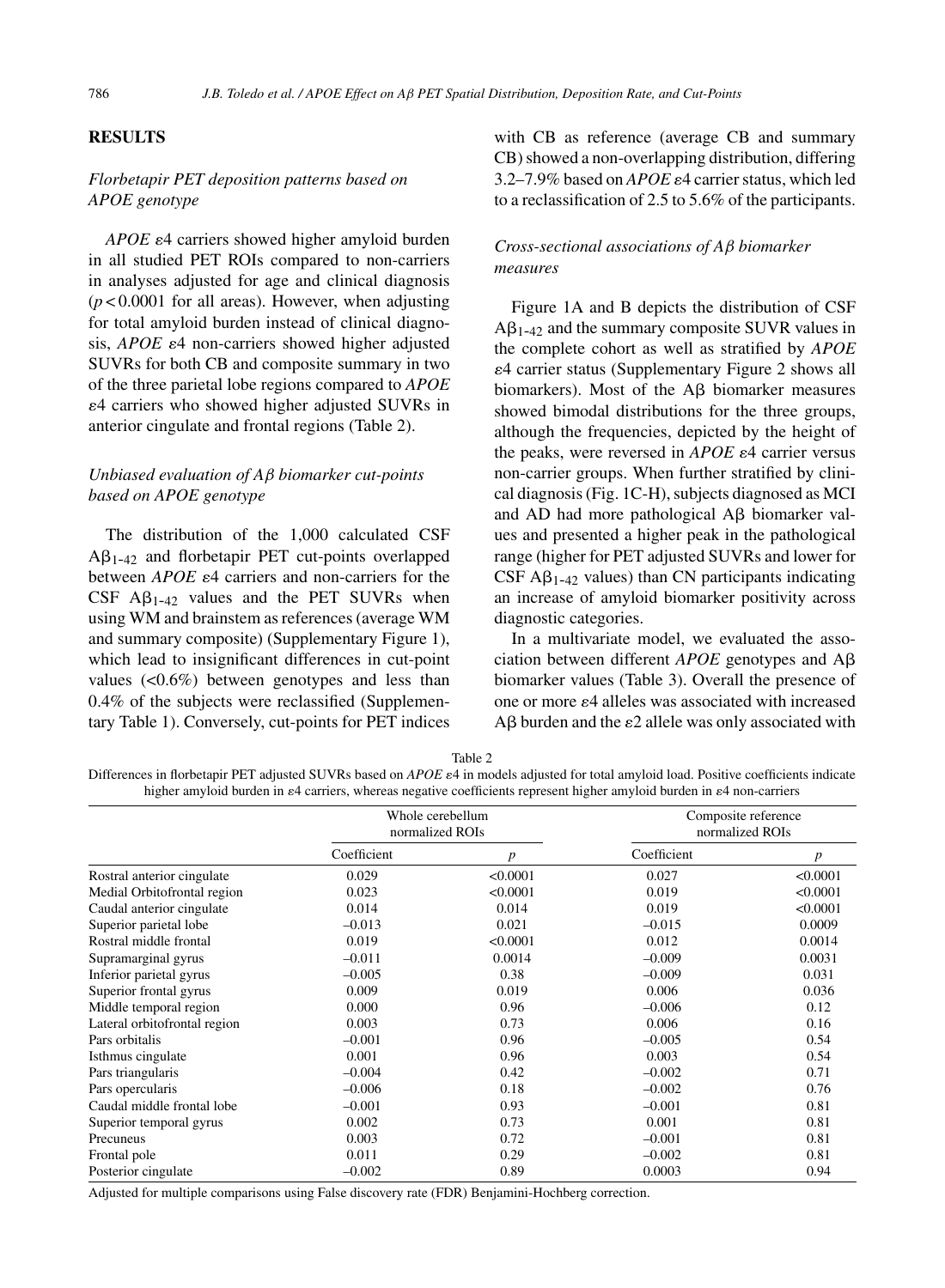## RESULTS

### Florbetapir PET deposition patterns based on APOE genotype

*APOE* $\varepsilon$4 carriers showed higher amyloid burden in all studied PET ROIs compared to non-carriers in analyses adjusted for age and clinical diagnosis ($p < 0.0001$ for all areas). However, when adjusting for total amyloid burden instead of clinical diagnosis, *APOE* $\varepsilon$4 non-carriers showed higher adjusted SUVRs for both CB and composite summary in two of the three parietal lobe regions compared to *APOE* $\varepsilon$4 carriers who showed higher adjusted SUVRs in anterior cingulate and frontal regions (Table 2).

### Unbiased evaluation of A$\beta$ biomarker cut-points based on APOE genotype

The distribution of the 1,000 calculated CSF $A\beta_{1-42}$ and florbetapir PET cut-points overlapped between *APOE* $\varepsilon$4 carriers and non-carriers for the CSF $A\beta_{1-42}$ values and the PET SUVRs when using WM and brainstem as references (average WM and summary composite) (Supplementary Figure 1), which lead to insignificant differences in cut-point values (<0.6%) between genotypes and less than 0.4% of the subjects were reclassified (Supplementary Table 1). Conversely, cut-points for PET indices with CB as reference (average CB and summary CB) showed a non-overlapping distribution, differing 3.2–7.9% based on *APOE* $\varepsilon$4 carrier status, which led to a reclassification of 2.5 to 5.6% of the participants.

### Cross-sectional associations of A$\beta$ biomarker measures

Figure 1A and B depicts the distribution of CSF $A\beta_{1-42}$ and the summary composite SUVR values in the complete cohort as well as stratified by *APOE* $\varepsilon$4 carrier status (Supplementary Figure 2 shows all biomarkers). Most of the A$\beta$ biomarker measures showed bimodal distributions for the three groups, although the frequencies, depicted by the height of the peaks, were reversed in *APOE* $\varepsilon$4 carrier versus non-carrier groups. When further stratified by clinical diagnosis (Fig. 1C-H), subjects diagnosed as MCI and AD had more pathological A$\beta$ biomarker values and presented a higher peak in the pathological range (higher for PET adjusted SUVRs and lower for CSF $A\beta_{1-42}$ values) than CN participants indicating an increase of amyloid biomarker positivity across diagnostic categories.

In a multivariate model, we evaluated the association between different *APOE* genotypes and A$\beta$ biomarker values (Table 3). Overall the presence of one or more $\varepsilon$4 alleles was associated with increased A$\beta$ burden and the $\varepsilon$2 allele was only associated with

Table 2

Differences in florbetapir PET adjusted SUVRs based on *APOE* $\varepsilon$4 in models adjusted for total amyloid load. Positive coefficients indicate higher amyloid burden in $\varepsilon$4 carriers, whereas negative coefficients represent higher amyloid burden in $\varepsilon$4 non-carriers

| | Whole cerebellum normalized ROIs | | Composite reference normalized ROIs | |
|---|---|---|---|---|
| | Coefficient | *p* | Coefficient | *p* |
| Rostral anterior cingulate | 0.029 | <0.0001 | 0.027 | <0.0001 |
| Medial Orbitofrontal region | 0.023 | <0.0001 | 0.019 | <0.0001 |
| Caudal anterior cingulate | 0.014 | 0.014 | 0.019 | <0.0001 |
| Superior parietal lobe | –0.013 | 0.021 | –0.015 | 0.0009 |
| Rostral middle frontal | 0.019 | <0.0001 | 0.012 | 0.0014 |
| Supramarginal gyrus | –0.011 | 0.0014 | –0.009 | 0.0031 |
| Inferior parietal gyrus | –0.005 | 0.38 | –0.009 | 0.031 |
| Superior frontal gyrus | 0.009 | 0.019 | 0.006 | 0.036 |
| Middle temporal region | 0.000 | 0.96 | –0.006 | 0.12 |
| Lateral orbitofrontal region | 0.003 | 0.73 | 0.006 | 0.16 |
| Pars orbitalis | –0.001 | 0.96 | –0.005 | 0.54 |
| Isthmus cingulate | 0.001 | 0.96 | 0.003 | 0.54 |
| Pars triangularis | –0.004 | 0.42 | –0.002 | 0.71 |
| Pars opercularis | –0.006 | 0.18 | –0.002 | 0.76 |
| Caudal middle frontal lobe | –0.001 | 0.93 | –0.001 | 0.81 |
| Superior temporal gyrus | 0.002 | 0.73 | 0.001 | 0.81 |
| Precuneus | 0.003 | 0.72 | –0.001 | 0.81 |
| Frontal pole | 0.011 | 0.29 | –0.002 | 0.81 |
| Posterior cingulate | –0.002 | 0.89 | 0.0003 | 0.94 |

Adjusted for multiple comparisons using False discovery rate (FDR) Benjamini-Hochberg correction.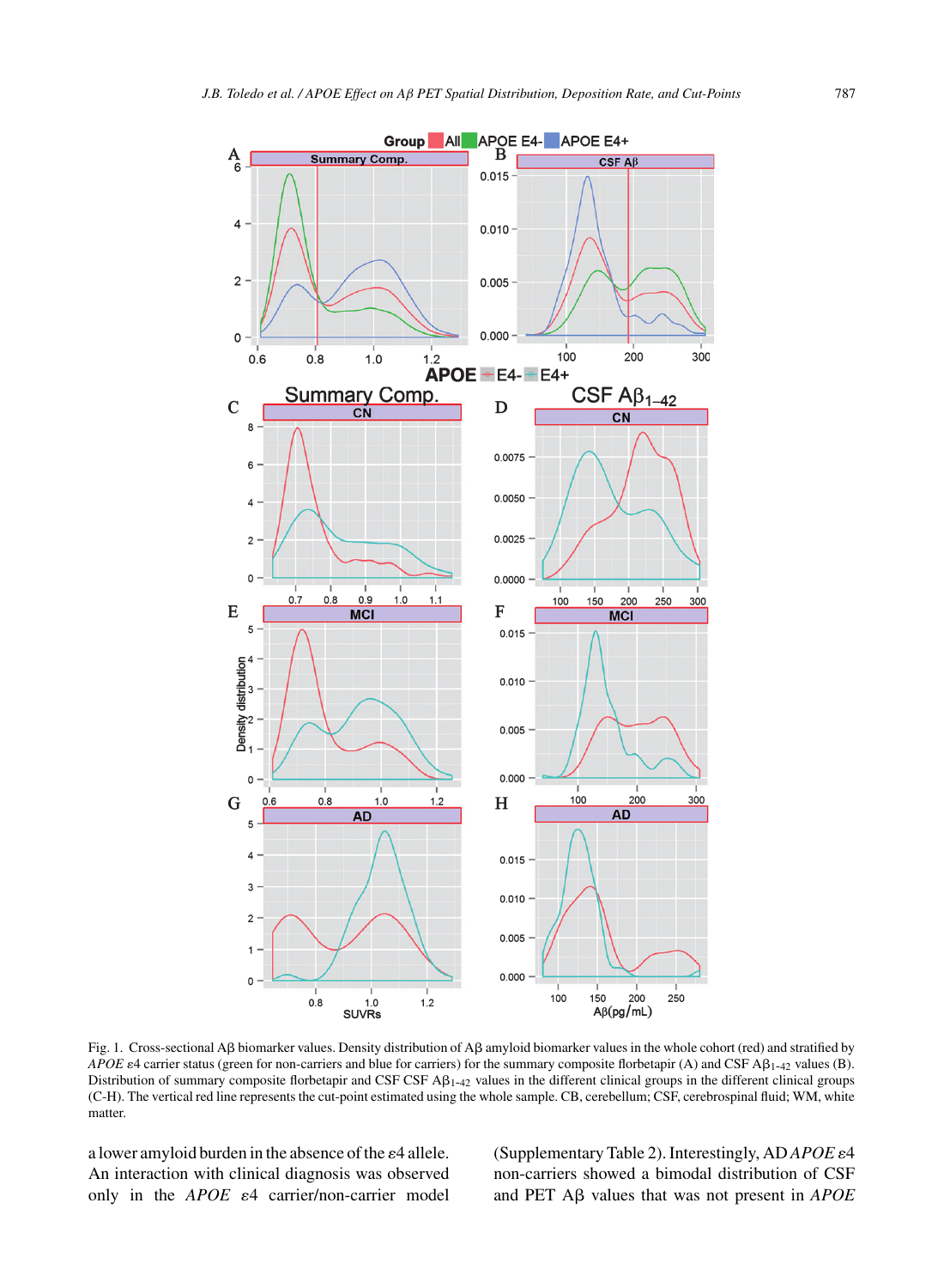Fig. 1. Cross-sectional Aβ biomarker values. Density distribution of Aβ amyloid biomarker values in the whole cohort (red) and stratified by *APOE* ε4 carrier status (green for non-carriers and blue for carriers) for the summary composite florbetapir (A) and CSF $A\beta_{1-42}$ values (B). Distribution of summary composite florbetapir and CSF CSF $A\beta_{1-42}$ values in the different clinical groups in the different clinical groups (C-H). The vertical red line represents the cut-point estimated using the whole sample. CB, cerebellum; CSF, cerebrospinal fluid; WM, white matter.

a lower amyloid burden in the absence of the ε4 allele. An interaction with clinical diagnosis was observed only in the *APOE* ε4 carrier/non-carrier model (Supplementary Table 2). Interestingly, AD *APOE* ε4 non-carriers showed a bimodal distribution of CSF and PET Aβ values that was not present in *APOE*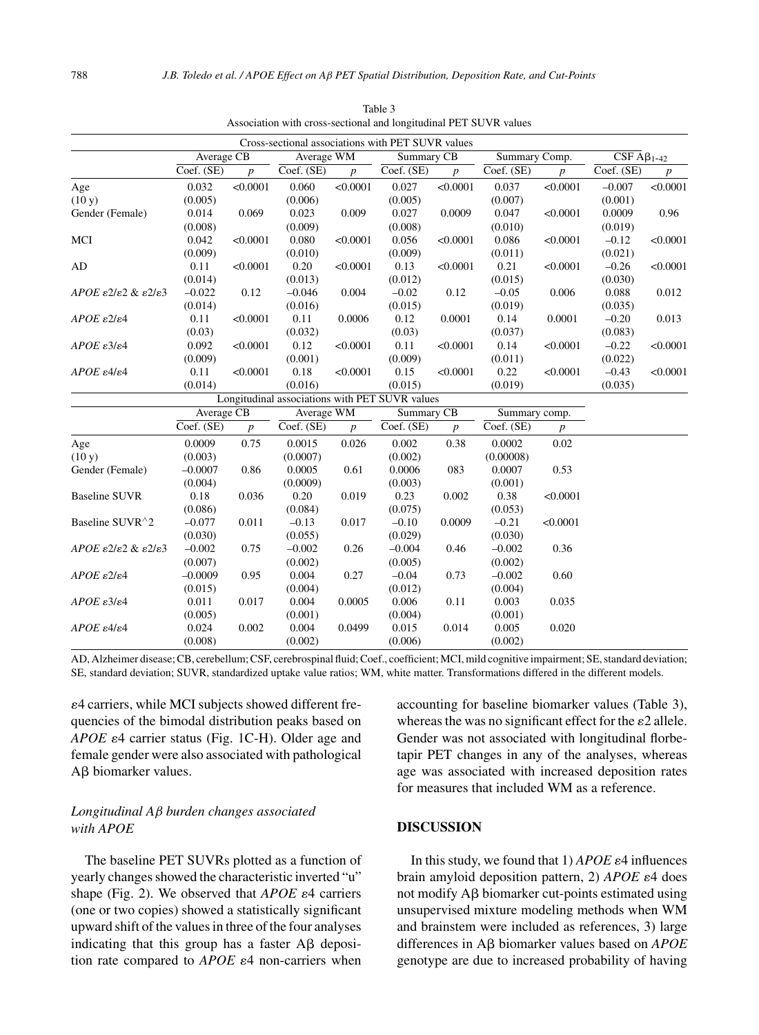Table 3
Association with cross-sectional and longitudinal PET SUVR values

| Cross-sectional associations with PET SUVR values | | | | | | | | | | |
|---|---|---|---|---|---|---|---|---|---|---|
| | Average CB | | Average WM | | Summary CB | | Summary Comp. | | CSF A$\beta_{1-42}$ | |
| | Coef. (SE) | $p$ | Coef. (SE) | $p$ | Coef. (SE) | $p$ | Coef. (SE) | $p$ | Coef. (SE) | $p$ |
| Age (10 y) | 0.032 (0.005) | <0.0001 | 0.060 (0.006) | <0.0001 | 0.027 (0.005) | <0.0001 | 0.037 (0.007) | <0.0001 | –0.007 (0.001) | <0.0001 |
| Gender (Female) | 0.014 (0.008) | 0.069 | 0.023 (0.009) | 0.009 | 0.027 (0.008) | 0.0009 | 0.047 (0.010) | <0.0001 | 0.0009 (0.019) | 0.96 |
| MCI | 0.042 (0.009) | <0.0001 | 0.080 (0.010) | <0.0001 | 0.056 (0.009) | <0.0001 | 0.086 (0.011) | <0.0001 | –0.12 (0.021) | <0.0001 |
| AD | 0.11 (0.014) | <0.0001 | 0.20 (0.013) | <0.0001 | 0.13 (0.012) | <0.0001 | 0.21 (0.015) | <0.0001 | –0.26 (0.030) | <0.0001 |
| *APOE* $\varepsilon2/\varepsilon2$ & $\varepsilon2/\varepsilon3$ | –0.022 (0.014) | 0.12 | –0.046 (0.016) | 0.004 | –0.02 (0.015) | 0.12 | –0.05 (0.019) | 0.006 | 0.088 (0.035) | 0.012 |
| *APOE* $\varepsilon2/\varepsilon4$ | 0.11 (0.03) | <0.0001 | 0.11 (0.032) | 0.0006 | 0.12 (0.03) | 0.0001 | 0.14 (0.037) | 0.0001 | –0.20 (0.083) | 0.013 |
| *APOE* $\varepsilon3/\varepsilon4$ | 0.092 (0.009) | <0.0001 | 0.12 (0.001) | <0.0001 | 0.11 (0.009) | <0.0001 | 0.14 (0.011) | <0.0001 | –0.22 (0.022) | <0.0001 |
| *APOE* $\varepsilon4/\varepsilon4$ | 0.11 (0.014) | <0.0001 | 0.18 (0.016) | <0.0001 | 0.15 (0.015) | <0.0001 | 0.22 (0.019) | <0.0001 | –0.43 (0.035) | <0.0001 |
| **Longitudinal associations with PET SUVR values** | | | | | | | | | | |
| | Average CB | | Average WM | | Summary CB | | Summary comp. | | | |
| | Coef. (SE) | $p$ | Coef. (SE) | $p$ | Coef. (SE) | $p$ | Coef. (SE) | $p$ | | |
| Age (10 y) | 0.0009 (0.003) | 0.75 | 0.0015 (0.0007) | 0.026 | 0.002 (0.002) | 0.38 | 0.0002 (0.00008) | 0.02 | | |
| Gender (Female) | –0.0007 (0.004) | 0.86 | 0.0005 (0.0009) | 0.61 | 0.0006 (0.003) | 083 | 0.0007 (0.001) | 0.53 | | |
| Baseline SUVR | 0.18 (0.086) | 0.036 | 0.20 (0.084) | 0.019 | 0.23 (0.075) | 0.002 | 0.38 (0.053) | <0.0001 | | |
| Baseline SUVR^2 | –0.077 (0.030) | 0.011 | –0.13 (0.055) | 0.017 | –0.10 (0.029) | 0.0009 | –0.21 (0.030) | <0.0001 | | |
| *APOE* $\varepsilon2/\varepsilon2$ & $\varepsilon2/\varepsilon3$ | –0.002 (0.007) | 0.75 | –0.002 (0.002) | 0.26 | –0.004 (0.005) | 0.46 | –0.002 (0.002) | 0.36 | | |
| *APOE* $\varepsilon2/\varepsilon4$ | –0.0009 (0.015) | 0.95 | 0.004 (0.004) | 0.27 | –0.04 (0.012) | 0.73 | –0.002 (0.004) | 0.60 | | |
| *APOE* $\varepsilon3/\varepsilon4$ | 0.011 (0.005) | 0.017 | 0.004 (0.001) | 0.0005 | 0.006 (0.004) | 0.11 | 0.003 (0.001) | 0.035 | | |
| *APOE* $\varepsilon4/\varepsilon4$ | 0.024 (0.008) | 0.002 | 0.004 (0.002) | 0.0499 | 0.015 (0.006) | 0.014 | 0.005 (0.002) | 0.020 | | |

AD, Alzheimer disease; CB, cerebellum; CSF, cerebrospinal fluid; Coef., coefficient; MCI, mild cognitive impairment; SE, standard deviation; SE, standard deviation; SUVR, standardized uptake value ratios; WM, white matter. Transformations differed in the different models.

$\varepsilon$4 carriers, while MCI subjects showed different frequencies of the bimodal distribution peaks based on *APOE* $\varepsilon$4 carrier status (Fig. 1C-H). Older age and female gender were also associated with pathological A$\beta$ biomarker values.

### *Longitudinal A$\beta$ burden changes associated with APOE*

The baseline PET SUVRs plotted as a function of yearly changes showed the characteristic inverted "u" shape (Fig. 2). We observed that *APOE* $\varepsilon$4 carriers (one or two copies) showed a statistically significant upward shift of the values in three of the four analyses indicating that this group has a faster A$\beta$ deposition rate compared to *APOE* $\varepsilon$4 non-carriers when accounting for baseline biomarker values (Table 3), whereas the was no significant effect for the $\varepsilon$2 allele. Gender was not associated with longitudinal florbetapir PET changes in any of the analyses, whereas age was associated with increased deposition rates for measures that included WM as a reference.

## DISCUSSION

In this study, we found that 1) *APOE* $\varepsilon$4 influences brain amyloid deposition pattern, 2) *APOE* $\varepsilon$4 does not modify A$\beta$ biomarker cut-points estimated using unsupervised mixture modeling methods when WM and brainstem were included as references, 3) large differences in A$\beta$ biomarker values based on *APOE* genotype are due to increased probability of having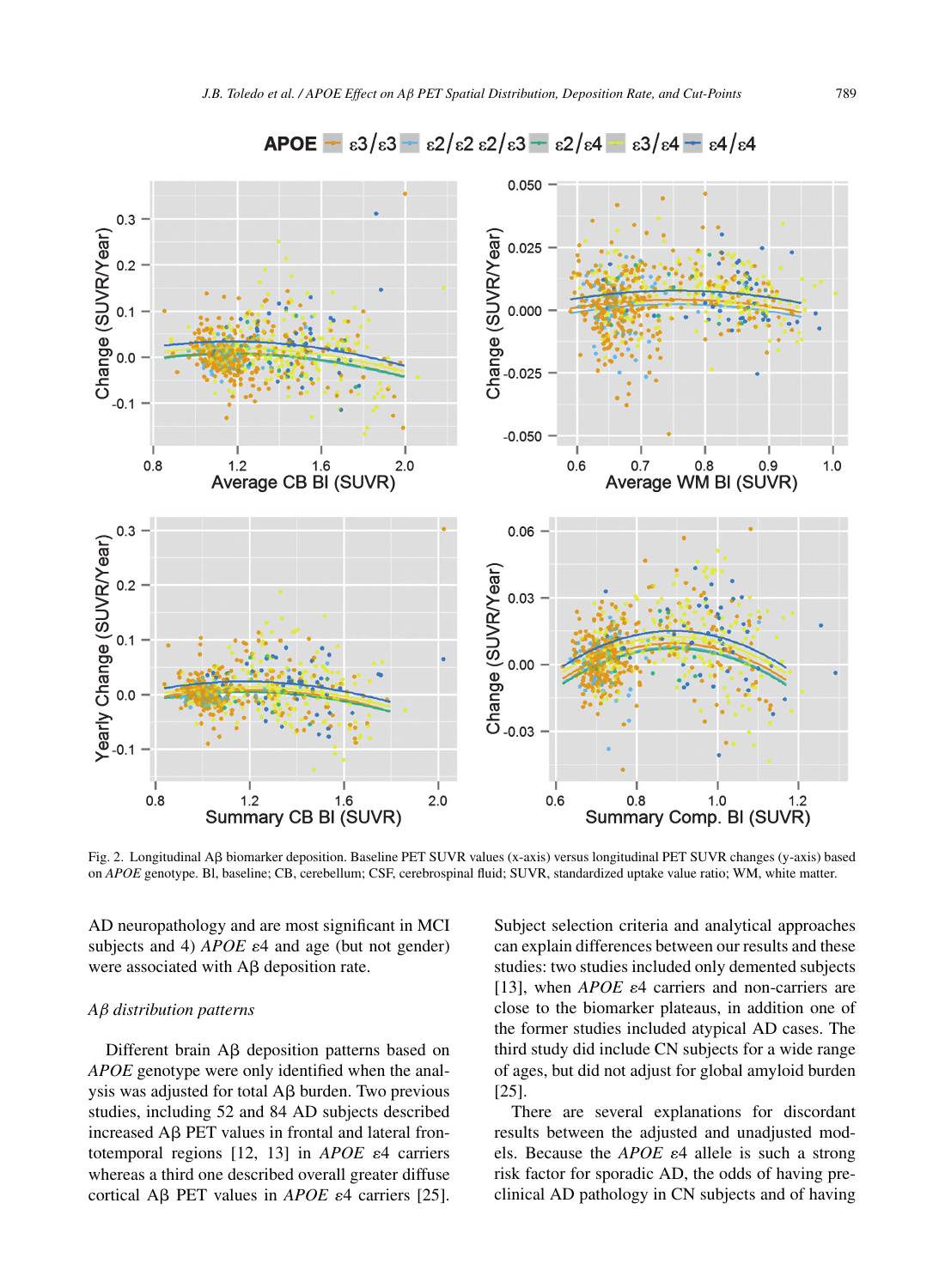Fig. 2. Longitudinal Aβ biomarker deposition. Baseline PET SUVR values (x-axis) versus longitudinal PET SUVR changes (y-axis) based on *APOE* genotype. Bl, baseline; CB, cerebellum; CSF, cerebrospinal fluid; SUVR, standardized uptake value ratio; WM, white matter.

AD neuropathology and are most significant in MCI subjects and 4) *APOE* ε4 and age (but not gender) were associated with Aβ deposition rate.

### *Aβ distribution patterns*

Different brain Aβ deposition patterns based on *APOE* genotype were only identified when the analysis was adjusted for total Aβ burden. Two previous studies, including 52 and 84 AD subjects described increased Aβ PET values in frontal and lateral frontotemporal regions [12, 13] in *APOE* ε4 carriers whereas a third one described overall greater diffuse cortical Aβ PET values in *APOE* ε4 carriers [25]. Subject selection criteria and analytical approaches can explain differences between our results and these studies: two studies included only demented subjects [13], when *APOE* ε4 carriers and non-carriers are close to the biomarker plateaus, in addition one of the former studies included atypical AD cases. The third study did include CN subjects for a wide range of ages, but did not adjust for global amyloid burden [25].

There are several explanations for discordant results between the adjusted and unadjusted models. Because the *APOE* ε4 allele is such a strong risk factor for sporadic AD, the odds of having preclinical AD pathology in CN subjects and of having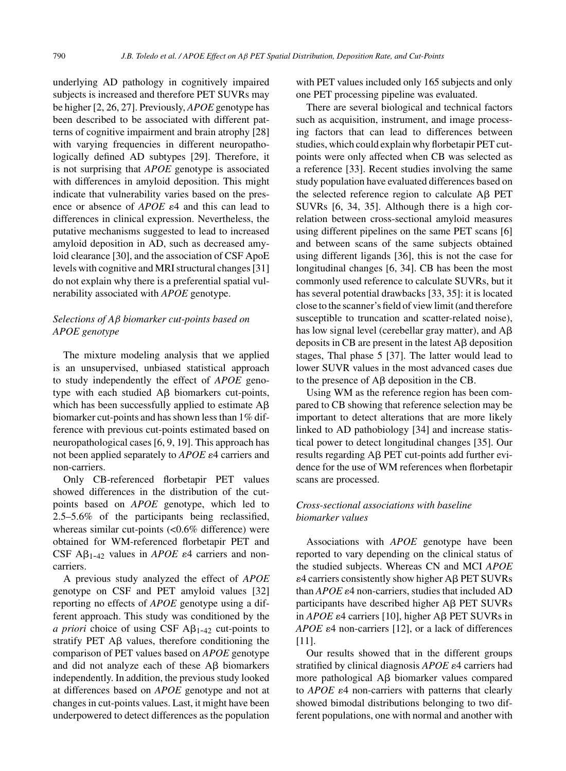underlying AD pathology in cognitively impaired subjects is increased and therefore PET SUVRs may be higher [2, 26, 27]. Previously, *APOE* genotype has been described to be associated with different patterns of cognitive impairment and brain atrophy [28] with varying frequencies in different neuropathologically defined AD subtypes [29]. Therefore, it is not surprising that *APOE* genotype is associated with differences in amyloid deposition. This might indicate that vulnerability varies based on the presence or absence of *APOE* $\varepsilon 4$ and this can lead to differences in clinical expression. Nevertheless, the putative mechanisms suggested to lead to increased amyloid deposition in AD, such as decreased amyloid clearance [30], and the association of CSF ApoE levels with cognitive and MRI structural changes [31] do not explain why there is a preferential spatial vulnerability associated with *APOE* genotype.

### *Selections of Aβ biomarker cut-points based on APOE genotype*

The mixture modeling analysis that we applied is an unsupervised, unbiased statistical approach to study independently the effect of *APOE* genotype with each studied Aβ biomarkers cut-points, which has been successfully applied to estimate Aβ biomarker cut-points and has shown less than 1% difference with previous cut-points estimated based on neuropathological cases [6, 9, 19]. This approach has not been applied separately to *APOE* $\varepsilon 4$ carriers and non-carriers.

Only CB-referenced florbetapir PET values showed differences in the distribution of the cut-points based on *APOE* genotype, which led to 2.5–5.6% of the participants being reclassified, whereas similar cut-points (<0.6% difference) were obtained for WM-referenced florbetapir PET and CSF $A\beta_{1\text{-}42}$ values in *APOE* $\varepsilon 4$ carriers and non-carriers.

A previous study analyzed the effect of *APOE* genotype on CSF and PET amyloid values [32] reporting no effects of *APOE* genotype using a different approach. This study was conditioned by the *a priori* choice of using CSF $A\beta_{1\text{-}42}$ cut-points to stratify PET Aβ values, therefore conditioning the comparison of PET values based on *APOE* genotype and did not analyze each of these Aβ biomarkers independently. In addition, the previous study looked at differences based on *APOE* genotype and not at changes in cut-points values. Last, it might have been underpowered to detect differences as the population with PET values included only 165 subjects and only one PET processing pipeline was evaluated.

There are several biological and technical factors such as acquisition, instrument, and image processing factors that can lead to differences between studies, which could explain why florbetapir PET cut-points were only affected when CB was selected as a reference [33]. Recent studies involving the same study population have evaluated differences based on the selected reference region to calculate Aβ PET SUVRs [6, 34, 35]. Although there is a high correlation between cross-sectional amyloid measures using different pipelines on the same PET scans [6] and between scans of the same subjects obtained using different ligands [36], this is not the case for longitudinal changes [6, 34]. CB has been the most commonly used reference to calculate SUVRs, but it has several potential drawbacks [33, 35]: it is located close to the scanner's field of view limit (and therefore susceptible to truncation and scatter-related noise), has low signal level (cerebellar gray matter), and Aβ deposits in CB are present in the latest Aβ deposition stages, Thal phase 5 [37]. The latter would lead to lower SUVR values in the most advanced cases due to the presence of Aβ deposition in the CB.

Using WM as the reference region has been compared to CB showing that reference selection may be important to detect alterations that are more likely linked to AD pathobiology [34] and increase statistical power to detect longitudinal changes [35]. Our results regarding Aβ PET cut-points add further evidence for the use of WM references when florbetapir scans are processed.

### *Cross-sectional associations with baseline biomarker values*

Associations with *APOE* genotype have been reported to vary depending on the clinical status of the studied subjects. Whereas CN and MCI *APOE* $\varepsilon 4$ carriers consistently show higher Aβ PET SUVRs than *APOE* $\varepsilon 4$ non-carriers, studies that included AD participants have described higher Aβ PET SUVRs in *APOE* $\varepsilon 4$ carriers [10], higher Aβ PET SUVRs in *APOE* $\varepsilon 4$ non-carriers [12], or a lack of differences [11].

Our results showed that in the different groups stratified by clinical diagnosis *APOE* $\varepsilon 4$ carriers had more pathological Aβ biomarker values compared to *APOE* $\varepsilon 4$ non-carriers with patterns that clearly showed bimodal distributions belonging to two different populations, one with normal and another with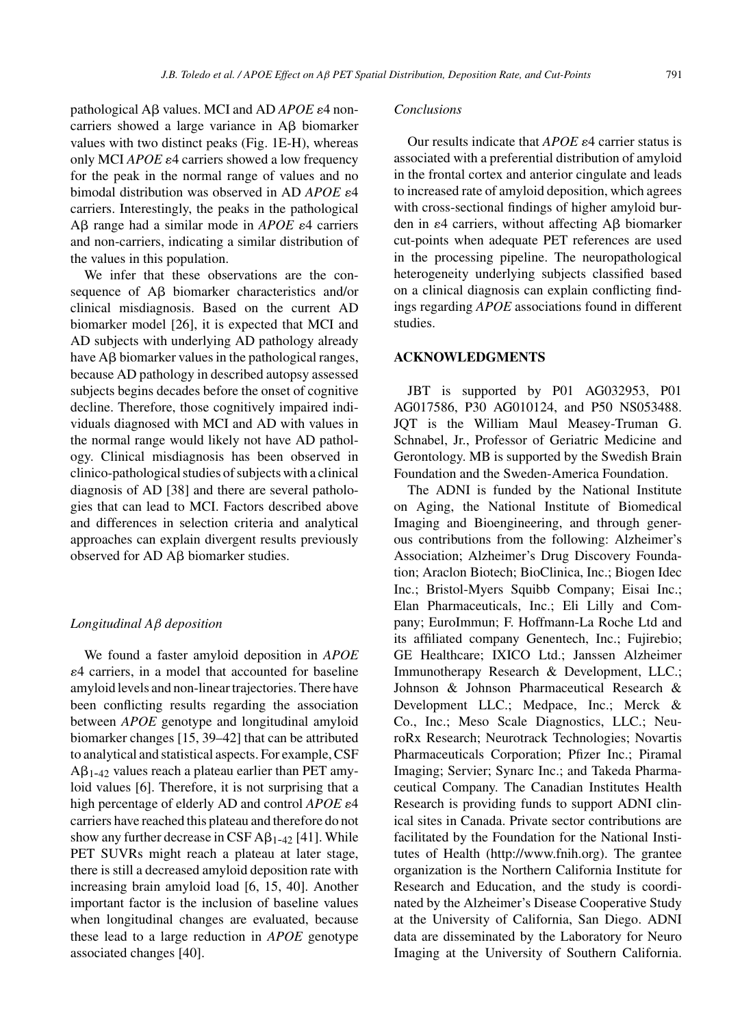pathological Aβ values. MCI and AD *APOE* ε4 non-carriers showed a large variance in Aβ biomarker values with two distinct peaks (Fig. 1E-H), whereas only MCI *APOE* ε4 carriers showed a low frequency for the peak in the normal range of values and no bimodal distribution was observed in AD *APOE* ε4 carriers. Interestingly, the peaks in the pathological Aβ range had a similar mode in *APOE* ε4 carriers and non-carriers, indicating a similar distribution of the values in this population.

We infer that these observations are the consequence of Aβ biomarker characteristics and/or clinical misdiagnosis. Based on the current AD biomarker model [26], it is expected that MCI and AD subjects with underlying AD pathology already have Aβ biomarker values in the pathological ranges, because AD pathology in described autopsy assessed subjects begins decades before the onset of cognitive decline. Therefore, those cognitively impaired individuals diagnosed with MCI and AD with values in the normal range would likely not have AD pathology. Clinical misdiagnosis has been observed in clinico-pathological studies of subjects with a clinical diagnosis of AD [38] and there are several pathologies that can lead to MCI. Factors described above and differences in selection criteria and analytical approaches can explain divergent results previously observed for AD Aβ biomarker studies.

### *Longitudinal Aβ deposition*

We found a faster amyloid deposition in *APOE* ε4 carriers, in a model that accounted for baseline amyloid levels and non-linear trajectories. There have been conflicting results regarding the association between *APOE* genotype and longitudinal amyloid biomarker changes [15, 39–42] that can be attributed to analytical and statistical aspects. For example, CSF $A\beta_{1\text{-}42}$ values reach a plateau earlier than PET amyloid values [6]. Therefore, it is not surprising that a high percentage of elderly AD and control *APOE* ε4 carriers have reached this plateau and therefore do not show any further decrease in CSF $A\beta_{1\text{-}42}$ [41]. While PET SUVRs might reach a plateau at later stage, there is still a decreased amyloid deposition rate with increasing brain amyloid load [6, 15, 40]. Another important factor is the inclusion of baseline values when longitudinal changes are evaluated, because these lead to a large reduction in *APOE* genotype associated changes [40].

### *Conclusions*

Our results indicate that *APOE* ε4 carrier status is associated with a preferential distribution of amyloid in the frontal cortex and anterior cingulate and leads to increased rate of amyloid deposition, which agrees with cross-sectional findings of higher amyloid burden in ε4 carriers, without affecting Aβ biomarker cut-points when adequate PET references are used in the processing pipeline. The neuropathological heterogeneity underlying subjects classified based on a clinical diagnosis can explain conflicting findings regarding *APOE* associations found in different studies.

## ACKNOWLEDGMENTS

JBT is supported by P01 AG032953, P01 AG017586, P30 AG010124, and P50 NS053488. JQT is the William Maul Measey-Truman G. Schnabel, Jr., Professor of Geriatric Medicine and Gerontology. MB is supported by the Swedish Brain Foundation and the Sweden-America Foundation.

The ADNI is funded by the National Institute on Aging, the National Institute of Biomedical Imaging and Bioengineering, and through generous contributions from the following: Alzheimer's Association; Alzheimer's Drug Discovery Foundation; Araclon Biotech; BioClinica, Inc.; Biogen Idec Inc.; Bristol-Myers Squibb Company; Eisai Inc.; Elan Pharmaceuticals, Inc.; Eli Lilly and Company; EuroImmun; F. Hoffmann-La Roche Ltd and its affiliated company Genentech, Inc.; Fujirebio; GE Healthcare; IXICO Ltd.; Janssen Alzheimer Immunotherapy Research & Development, LLC.; Johnson & Johnson Pharmaceutical Research & Development LLC.; Medpace, Inc.; Merck & Co., Inc.; Meso Scale Diagnostics, LLC.; NeuroRx Research; Neurotrack Technologies; Novartis Pharmaceuticals Corporation; Pfizer Inc.; Piramal Imaging; Servier; Synarc Inc.; and Takeda Pharmaceutical Company. The Canadian Institutes Health Research is providing funds to support ADNI clinical sites in Canada. Private sector contributions are facilitated by the Foundation for the National Institutes of Health (http://www.fnih.org). The grantee organization is the Northern California Institute for Research and Education, and the study is coordinated by the Alzheimer's Disease Cooperative Study at the University of California, San Diego. ADNI data are disseminated by the Laboratory for Neuro Imaging at the University of Southern California.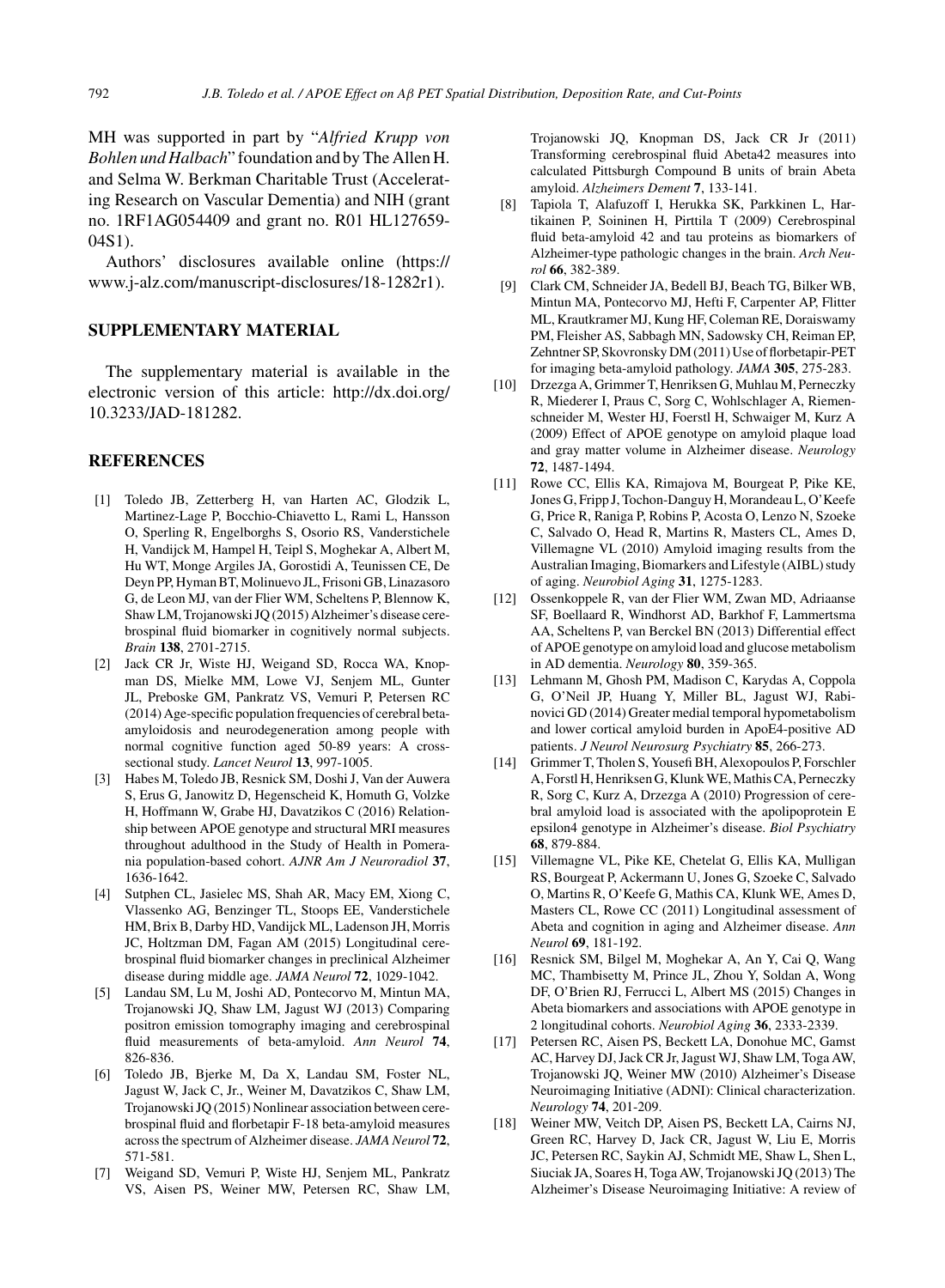MH was supported in part by "*Alfried Krupp von Bohlen und Halbach*" foundation and by The Allen H. and Selma W. Berkman Charitable Trust (Accelerating Research on Vascular Dementia) and NIH (grant no. 1RF1AG054409 and grant no. R01 HL127659-04S1).

Authors' disclosures available online (https://www.j-alz.com/manuscript-disclosures/18-1282r1).

## SUPPLEMENTARY MATERIAL

The supplementary material is available in the electronic version of this article: http://dx.doi.org/10.3233/JAD-181282.

## REFERENCES

[1] Toledo JB, Zetterberg H, van Harten AC, Glodzik L, Martinez-Lage P, Bocchio-Chiavetto L, Rami L, Hansson O, Sperling R, Engelborghs S, Osorio RS, Vanderstichele H, Vandijck M, Hampel H, Teipl S, Moghekar A, Albert M, Hu WT, Monge Argiles JA, Gorostidi A, Teunissen CE, De Deyn PP, Hyman BT, Molinuevo JL, Frisoni GB, Linazasoro G, de Leon MJ, van der Flier WM, Scheltens P, Blennow K, Shaw LM, Trojanowski JQ (2015) Alzheimer's disease cerebrospinal fluid biomarker in cognitively normal subjects. *Brain* **138**, 2701-2715.

[2] Jack CR Jr, Wiste HJ, Weigand SD, Rocca WA, Knopman DS, Mielke MM, Lowe VJ, Senjem ML, Gunter JL, Preboske GM, Pankratz VS, Vemuri P, Petersen RC (2014) Age-specific population frequencies of cerebral beta-amyloidosis and neurodegeneration among people with normal cognitive function aged 50-89 years: A cross-sectional study. *Lancet Neurol* **13**, 997-1005.

[3] Habes M, Toledo JB, Resnick SM, Doshi J, Van der Auwera S, Erus G, Janowitz D, Hegenscheid K, Homuth G, Volzke H, Hoffmann W, Grabe HJ, Davatzikos C (2016) Relationship between APOE genotype and structural MRI measures throughout adulthood in the Study of Health in Pomerania population-based cohort. *AJNR Am J Neuroradiol* **37**, 1636-1642.

[4] Sutphen CL, Jasielec MS, Shah AR, Macy EM, Xiong C, Vlassenko AG, Benzinger TL, Stoops EE, Vanderstichele HM, Brix B, Darby HD, Vandijck ML, Ladenson JH, Morris JC, Holtzman DM, Fagan AM (2015) Longitudinal cerebrospinal fluid biomarker changes in preclinical Alzheimer disease during middle age. *JAMA Neurol* **72**, 1029-1042.

[5] Landau SM, Lu M, Joshi AD, Pontecorvo M, Mintun MA, Trojanowski JQ, Shaw LM, Jagust WJ (2013) Comparing positron emission tomography imaging and cerebrospinal fluid measurements of beta-amyloid. *Ann Neurol* **74**, 826-836.

[6] Toledo JB, Bjerke M, Da X, Landau SM, Foster NL, Jagust W, Jack C, Jr., Weiner M, Davatzikos C, Shaw LM, Trojanowski JQ (2015) Nonlinear association between cerebrospinal fluid and florbetapir F-18 beta-amyloid measures across the spectrum of Alzheimer disease. *JAMA Neurol* **72**, 571-581.

[7] Weigand SD, Vemuri P, Wiste HJ, Senjem ML, Pankratz VS, Aisen PS, Weiner MW, Petersen RC, Shaw LM, Trojanowski JQ, Knopman DS, Jack CR Jr (2011) Transforming cerebrospinal fluid Abeta42 measures into calculated Pittsburgh Compound B units of brain Abeta amyloid. *Alzheimers Dement* **7**, 133-141.

[8] Tapiola T, Alafuzoff I, Herukka SK, Parkkinen L, Hartikainen P, Soininen H, Pirttila T (2009) Cerebrospinal fluid beta-amyloid 42 and tau proteins as biomarkers of Alzheimer-type pathologic changes in the brain. *Arch Neurol* **66**, 382-389.

[9] Clark CM, Schneider JA, Bedell BJ, Beach TG, Bilker WB, Mintun MA, Pontecorvo MJ, Hefti F, Carpenter AP, Flitter ML, Krautkramer MJ, Kung HF, Coleman RE, Doraiswamy PM, Fleisher AS, Sabbagh MN, Sadowsky CH, Reiman EP, Zehntner SP, Skovronsky DM (2011) Use of florbetapir-PET for imaging beta-amyloid pathology. *JAMA* **305**, 275-283.

[10] Drzezga A, Grimmer T, Henriksen G, Muhlau M, Perneczky R, Miederer I, Praus C, Sorg C, Wohlschlager A, Riemenschneider M, Wester HJ, Foerstl H, Schwaiger M, Kurz A (2009) Effect of APOE genotype on amyloid plaque load and gray matter volume in Alzheimer disease. *Neurology* **72**, 1487-1494.

[11] Rowe CC, Ellis KA, Rimajova M, Bourgeat P, Pike KE, Jones G, Fripp J, Tochon-Danguy H, Morandeau L, O'Keefe G, Price R, Raniga P, Robins P, Acosta O, Lenzo N, Szoeke C, Salvado O, Head R, Martins R, Masters CL, Ames D, Villemagne VL (2010) Amyloid imaging results from the Australian Imaging, Biomarkers and Lifestyle (AIBL) study of aging. *Neurobiol Aging* **31**, 1275-1283.

[12] Ossenkoppele R, van der Flier WM, Zwan MD, Adriaanse SF, Boellaard R, Windhorst AD, Barkhof F, Lammertsma AA, Scheltens P, van Berckel BN (2013) Differential effect of APOE genotype on amyloid load and glucose metabolism in AD dementia. *Neurology* **80**, 359-365.

[13] Lehmann M, Ghosh PM, Madison C, Karydas A, Coppola G, O'Neil JP, Huang Y, Miller BL, Jagust WJ, Rabinovici GD (2014) Greater medial temporal hypometabolism and lower cortical amyloid burden in ApoE4-positive AD patients. *J Neurol Neurosurg Psychiatry* **85**, 266-273.

[14] Grimmer T, Tholen S, Yousefi BH, Alexopoulos P, Forschler A, Forstl H, Henriksen G, Klunk WE, Mathis CA, Perneczky R, Sorg C, Kurz A, Drzezga A (2010) Progression of cerebral amyloid load is associated with the apolipoprotein E epsilon4 genotype in Alzheimer's disease. *Biol Psychiatry* **68**, 879-884.

[15] Villemagne VL, Pike KE, Chetelat G, Ellis KA, Mulligan RS, Bourgeat P, Ackermann U, Jones G, Szoeke C, Salvado O, Martins R, O'Keefe G, Mathis CA, Klunk WE, Ames D, Masters CL, Rowe CC (2011) Longitudinal assessment of Abeta and cognition in aging and Alzheimer disease. *Ann Neurol* **69**, 181-192.

[16] Resnick SM, Bilgel M, Moghekar A, An Y, Cai Q, Wang MC, Thambisetty M, Prince JL, Zhou Y, Soldan A, Wong DF, O'Brien RJ, Ferrucci L, Albert MS (2015) Changes in Abeta biomarkers and associations with APOE genotype in 2 longitudinal cohorts. *Neurobiol Aging* **36**, 2333-2339.

[17] Petersen RC, Aisen PS, Beckett LA, Donohue MC, Gamst AC, Harvey DJ, Jack CR Jr, Jagust WJ, Shaw LM, Toga AW, Trojanowski JQ, Weiner MW (2010) Alzheimer's Disease Neuroimaging Initiative (ADNI): Clinical characterization. *Neurology* **74**, 201-209.

[18] Weiner MW, Veitch DP, Aisen PS, Beckett LA, Cairns NJ, Green RC, Harvey D, Jack CR, Jagust W, Liu E, Morris JC, Petersen RC, Saykin AJ, Schmidt ME, Shaw L, Shen L, Siuciak JA, Soares H, Toga AW, Trojanowski JQ (2013) The Alzheimer's Disease Neuroimaging Initiative: A review of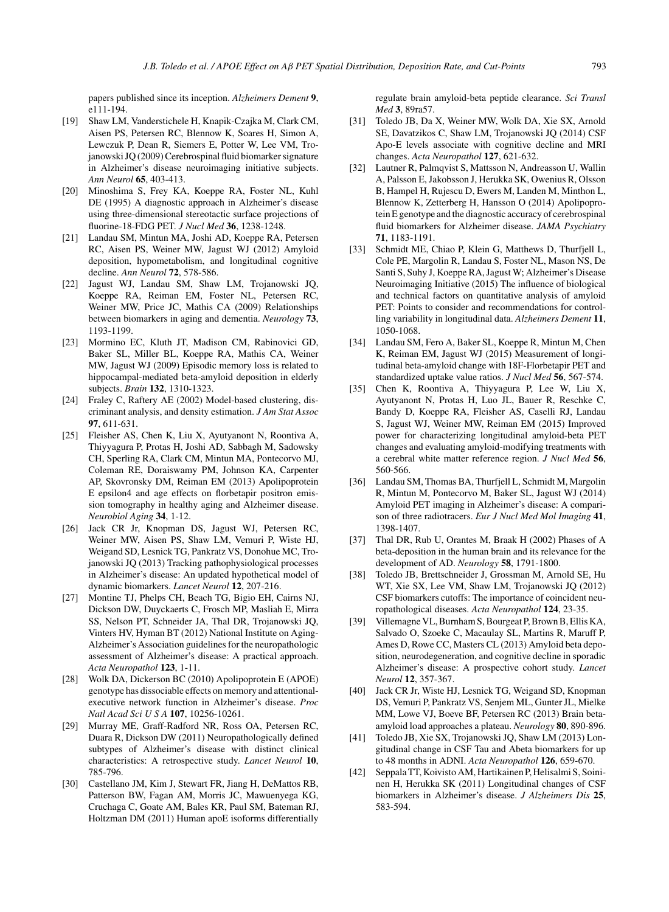papers published since its inception. *Alzheimers Dement* **9**, e111-194.

[19] Shaw LM, Vanderstichele H, Knapik-Czajka M, Clark CM, Aisen PS, Petersen RC, Blennow K, Soares H, Simon A, Lewczuk P, Dean R, Siemers E, Potter W, Lee VM, Trojanowski JQ (2009) Cerebrospinal fluid biomarker signature in Alzheimer's disease neuroimaging initiative subjects. *Ann Neurol* **65**, 403-413.

[20] Minoshima S, Frey KA, Koeppe RA, Foster NL, Kuhl DE (1995) A diagnostic approach in Alzheimer's disease using three-dimensional stereotactic surface projections of fluorine-18-FDG PET. *J Nucl Med* **36**, 1238-1248.

[21] Landau SM, Mintun MA, Joshi AD, Koeppe RA, Petersen RC, Aisen PS, Weiner MW, Jagust WJ (2012) Amyloid deposition, hypometabolism, and longitudinal cognitive decline. *Ann Neurol* **72**, 578-586.

[22] Jagust WJ, Landau SM, Shaw LM, Trojanowski JQ, Koeppe RA, Reiman EM, Foster NL, Petersen RC, Weiner MW, Price JC, Mathis CA (2009) Relationships between biomarkers in aging and dementia. *Neurology* **73**, 1193-1199.

[23] Mormino EC, Kluth JT, Madison CM, Rabinovici GD, Baker SL, Miller BL, Koeppe RA, Mathis CA, Weiner MW, Jagust WJ (2009) Episodic memory loss is related to hippocampal-mediated beta-amyloid deposition in elderly subjects. *Brain* **132**, 1310-1323.

[24] Fraley C, Raftery AE (2002) Model-based clustering, discriminant analysis, and density estimation. *J Am Stat Assoc* **97**, 611-631.

[25] Fleisher AS, Chen K, Liu X, Ayutyanont N, Roontiva A, Thiyyagura P, Protas H, Joshi AD, Sabbagh M, Sadowsky CH, Sperling RA, Clark CM, Mintun MA, Pontecorvo MJ, Coleman RE, Doraiswamy PM, Johnson KA, Carpenter AP, Skovronsky DM, Reiman EM (2013) Apolipoprotein E epsilon4 and age effects on florbetapir positron emission tomography in healthy aging and Alzheimer disease. *Neurobiol Aging* **34**, 1-12.

[26] Jack CR Jr, Knopman DS, Jagust WJ, Petersen RC, Weiner MW, Aisen PS, Shaw LM, Vemuri P, Wiste HJ, Weigand SD, Lesnick TG, Pankratz VS, Donohue MC, Trojanowski JQ (2013) Tracking pathophysiological processes in Alzheimer's disease: An updated hypothetical model of dynamic biomarkers. *Lancet Neurol* **12**, 207-216.

[27] Montine TJ, Phelps CH, Beach TG, Bigio EH, Cairns NJ, Dickson DW, Duyckaerts C, Frosch MP, Masliah E, Mirra SS, Nelson PT, Schneider JA, Thal DR, Trojanowski JQ, Vinters HV, Hyman BT (2012) National Institute on Aging-Alzheimer's Association guidelines for the neuropathologic assessment of Alzheimer's disease: A practical approach. *Acta Neuropathol* **123**, 1-11.

[28] Wolk DA, Dickerson BC (2010) Apolipoprotein E (APOE) genotype has dissociable effects on memory and attentional-executive network function in Alzheimer's disease. *Proc Natl Acad Sci U S A* **107**, 10256-10261.

[29] Murray ME, Graff-Radford NR, Ross OA, Petersen RC, Duara R, Dickson DW (2011) Neuropathologically defined subtypes of Alzheimer's disease with distinct clinical characteristics: A retrospective study. *Lancet Neurol* **10**, 785-796.

[30] Castellano JM, Kim J, Stewart FR, Jiang H, DeMattos RB, Patterson BW, Fagan AM, Morris JC, Mawuenyega KG, Cruchaga C, Goate AM, Bales KR, Paul SM, Bateman RJ, Holtzman DM (2011) Human apoE isoforms differentially regulate brain amyloid-beta peptide clearance. *Sci Transl Med* **3**, 89ra57.

[31] Toledo JB, Da X, Weiner MW, Wolk DA, Xie SX, Arnold SE, Davatzikos C, Shaw LM, Trojanowski JQ (2014) CSF Apo-E levels associate with cognitive decline and MRI changes. *Acta Neuropathol* **127**, 621-632.

[32] Lautner R, Palmqvist S, Mattsson N, Andreasson U, Wallin A, Palsson E, Jakobsson J, Herukka SK, Owenius R, Olsson B, Hampel H, Rujescu D, Ewers M, Landen M, Minthon L, Blennow K, Zetterberg H, Hansson O (2014) Apolipoprotein E genotype and the diagnostic accuracy of cerebrospinal fluid biomarkers for Alzheimer disease. *JAMA Psychiatry* **71**, 1183-1191.

[33] Schmidt ME, Chiao P, Klein G, Matthews D, Thurfjell L, Cole PE, Margolin R, Landau S, Foster NL, Mason NS, De Santi S, Suhy J, Koeppe RA, Jagust W; Alzheimer's Disease Neuroimaging Initiative (2015) The influence of biological and technical factors on quantitative analysis of amyloid PET: Points to consider and recommendations for controlling variability in longitudinal data. *Alzheimers Dement* **11**, 1050-1068.

[34] Landau SM, Fero A, Baker SL, Koeppe R, Mintun M, Chen K, Reiman EM, Jagust WJ (2015) Measurement of longitudinal beta-amyloid change with 18F-Florbetapir PET and standardized uptake value ratios. *J Nucl Med* **56**, 567-574.

[35] Chen K, Roontiva A, Thiyyagura P, Lee W, Liu X, Ayutyanont N, Protas H, Luo JL, Bauer R, Reschke C, Bandy D, Koeppe RA, Fleisher AS, Caselli RJ, Landau S, Jagust WJ, Weiner MW, Reiman EM (2015) Improved power for characterizing longitudinal amyloid-beta PET changes and evaluating amyloid-modifying treatments with a cerebral white matter reference region. *J Nucl Med* **56**, 560-566.

[36] Landau SM, Thomas BA, Thurfjell L, Schmidt M, Margolin R, Mintun M, Pontecorvo M, Baker SL, Jagust WJ (2014) Amyloid PET imaging in Alzheimer's disease: A comparison of three radiotracers. *Eur J Nucl Med Mol Imaging* **41**, 1398-1407.

[37] Thal DR, Rub U, Orantes M, Braak H (2002) Phases of A beta-deposition in the human brain and its relevance for the development of AD. *Neurology* **58**, 1791-1800.

[38] Toledo JB, Brettschneider J, Grossman M, Arnold SE, Hu WT, Xie SX, Lee VM, Shaw LM, Trojanowski JQ (2012) CSF biomarkers cutoffs: The importance of coincident neuropathological diseases. *Acta Neuropathol* **124**, 23-35.

[39] Villemagne VL, Burnham S, Bourgeat P, Brown B, Ellis KA, Salvado O, Szoeke C, Macaulay SL, Martins R, Maruff P, Ames D, Rowe CC, Masters CL (2013) Amyloid beta deposition, neurodegeneration, and cognitive decline in sporadic Alzheimer's disease: A prospective cohort study. *Lancet Neurol* **12**, 357-367.

[40] Jack CR Jr, Wiste HJ, Lesnick TG, Weigand SD, Knopman DS, Vemuri P, Pankratz VS, Senjem ML, Gunter JL, Mielke MM, Lowe VJ, Boeve BF, Petersen RC (2013) Brain beta-amyloid load approaches a plateau. *Neurology* **80**, 890-896.

[41] Toledo JB, Xie SX, Trojanowski JQ, Shaw LM (2013) Longitudinal change in CSF Tau and Abeta biomarkers for up to 48 months in ADNI. *Acta Neuropathol* **126**, 659-670.

[42] Seppala TT, Koivisto AM, Hartikainen P, Helisalmi S, Soininen H, Herukka SK (2011) Longitudinal changes of CSF biomarkers in Alzheimer's disease. *J Alzheimers Dis* **25**, 583-594.